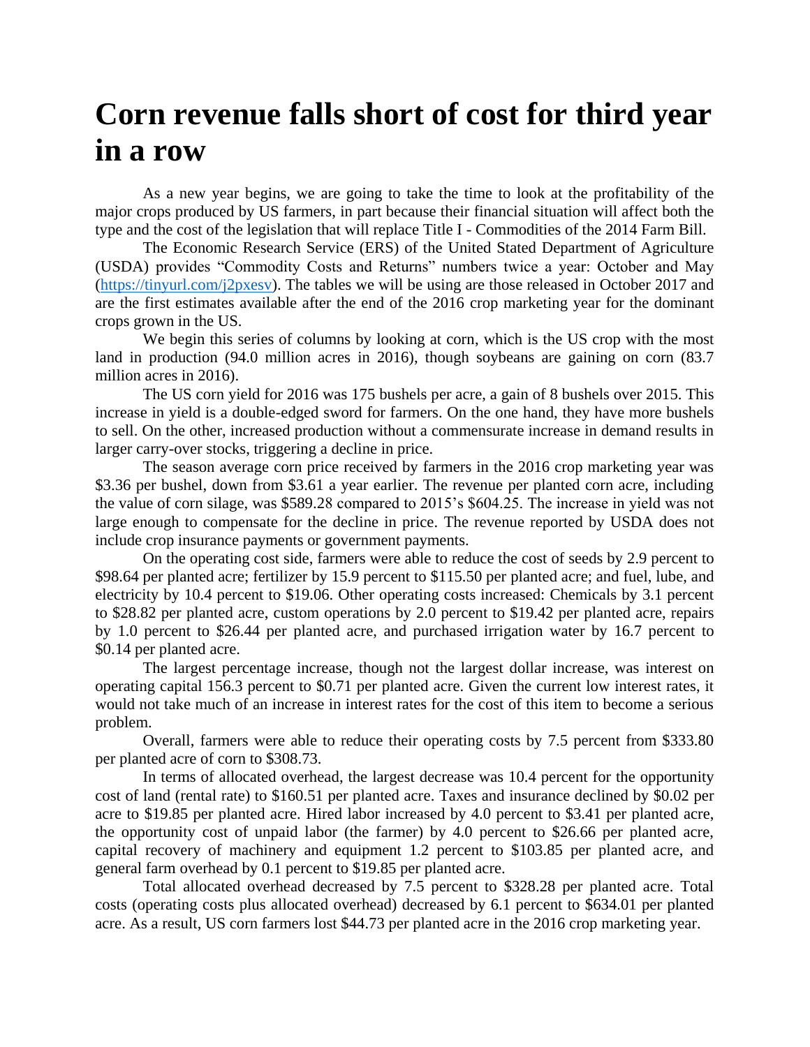# Corn revenue falls short of cost for third year in a row

As a new year begins, we are going to take the time to look at the profitability of the major crops produced by US farmers, in part because their financial situation will affect both the type and the cost of the legislation that will replace Title I - Commodities of the 2014 Farm Bill.

The Economic Research Service (ERS) of the United Stated Department of Agriculture (USDA) provides "Commodity Costs and Returns" numbers twice a year: October and May (https://tinyurl.com/j2pxesv). The tables we will be using are those released in October 2017 and are the first estimates available after the end of the 2016 crop marketing year for the dominant crops grown in the US.

We begin this series of columns by looking at corn, which is the US crop with the most land in production (94.0 million acres in 2016), though soybeans are gaining on corn (83.7 million acres in 2016).

The US corn yield for 2016 was 175 bushels per acre, a gain of 8 bushels over 2015. This increase in yield is a double-edged sword for farmers. On the one hand, they have more bushels to sell. On the other, increased production without a commensurate increase in demand results in larger carry-over stocks, triggering a decline in price.

The season average corn price received by farmers in the 2016 crop marketing year was $3.36 per bushel, down from $3.61 a year earlier. The revenue per planted corn acre, including the value of corn silage, was $589.28 compared to 2015's $604.25. The increase in yield was not large enough to compensate for the decline in price. The revenue reported by USDA does not include crop insurance payments or government payments.

On the operating cost side, farmers were able to reduce the cost of seeds by 2.9 percent to $98.64 per planted acre; fertilizer by 15.9 percent to $115.50 per planted acre; and fuel, lube, and electricity by 10.4 percent to $19.06. Other operating costs increased: Chemicals by 3.1 percent to $28.82 per planted acre, custom operations by 2.0 percent to $19.42 per planted acre, repairs by 1.0 percent to $26.44 per planted acre, and purchased irrigation water by 16.7 percent to $0.14 per planted acre.

The largest percentage increase, though not the largest dollar increase, was interest on operating capital 156.3 percent to $0.71 per planted acre. Given the current low interest rates, it would not take much of an increase in interest rates for the cost of this item to become a serious problem.

Overall, farmers were able to reduce their operating costs by 7.5 percent from $333.80 per planted acre of corn to $308.73.

In terms of allocated overhead, the largest decrease was 10.4 percent for the opportunity cost of land (rental rate) to $160.51 per planted acre. Taxes and insurance declined by $0.02 per acre to $19.85 per planted acre. Hired labor increased by 4.0 percent to $3.41 per planted acre, the opportunity cost of unpaid labor (the farmer) by 4.0 percent to $26.66 per planted acre, capital recovery of machinery and equipment 1.2 percent to $103.85 per planted acre, and general farm overhead by 0.1 percent to $19.85 per planted acre.

Total allocated overhead decreased by 7.5 percent to $328.28 per planted acre. Total costs (operating costs plus allocated overhead) decreased by 6.1 percent to $634.01 per planted acre. As a result, US corn farmers lost $44.73 per planted acre in the 2016 crop marketing year.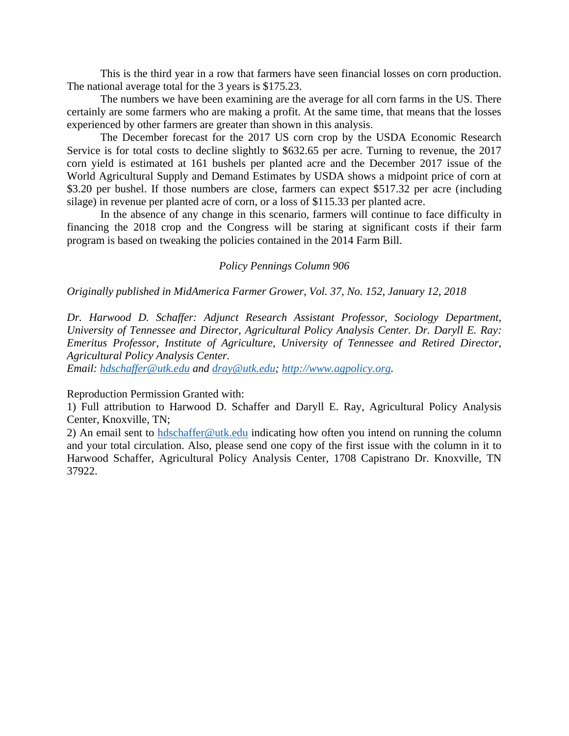This is the third year in a row that farmers have seen financial losses on corn production. The national average total for the 3 years is $175.23.

The numbers we have been examining are the average for all corn farms in the US. There certainly are some farmers who are making a profit. At the same time, that means that the losses experienced by other farmers are greater than shown in this analysis.

The December forecast for the 2017 US corn crop by the USDA Economic Research Service is for total costs to decline slightly to $632.65 per acre. Turning to revenue, the 2017 corn yield is estimated at 161 bushels per planted acre and the December 2017 issue of the World Agricultural Supply and Demand Estimates by USDA shows a midpoint price of corn at $3.20 per bushel. If those numbers are close, farmers can expect $517.32 per acre (including silage) in revenue per planted acre of corn, or a loss of $115.33 per planted acre.

In the absence of any change in this scenario, farmers will continue to face difficulty in financing the 2018 crop and the Congress will be staring at significant costs if their farm program is based on tweaking the policies contained in the 2014 Farm Bill.

*Policy Pennings Column 906*

*Originally published in MidAmerica Farmer Grower, Vol. 37, No. 152, January 12, 2018*

*Dr. Harwood D. Schaffer: Adjunct Research Assistant Professor, Sociology Department, University of Tennessee and Director, Agricultural Policy Analysis Center. Dr. Daryll E. Ray: Emeritus Professor, Institute of Agriculture, University of Tennessee and Retired Director, Agricultural Policy Analysis Center.*
*Email: hdschaffer@utk.edu and dray@utk.edu; http://www.agpolicy.org.*

Reproduction Permission Granted with:
1) Full attribution to Harwood D. Schaffer and Daryll E. Ray, Agricultural Policy Analysis Center, Knoxville, TN;
2) An email sent to hdschaffer@utk.edu indicating how often you intend on running the column and your total circulation. Also, please send one copy of the first issue with the column in it to Harwood Schaffer, Agricultural Policy Analysis Center, 1708 Capistrano Dr. Knoxville, TN 37922.